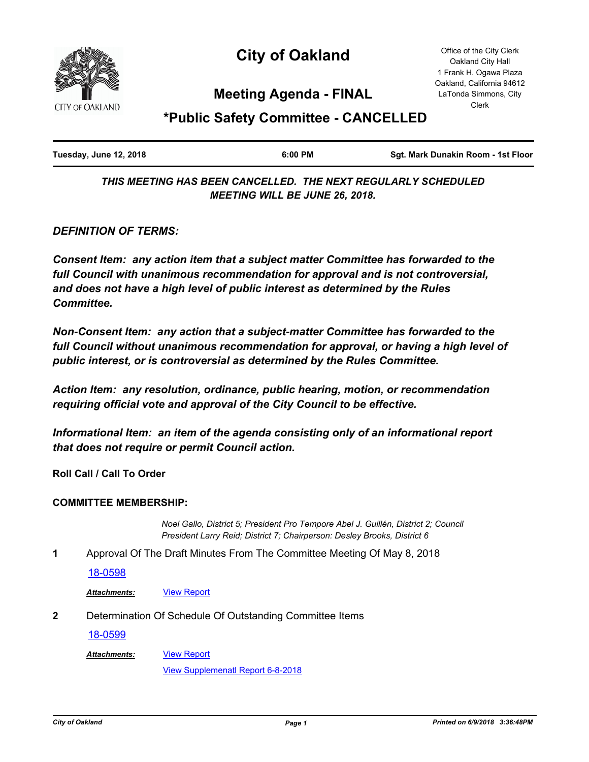# City of Oakland

CITY OF OAKLAND

Office of the City Clerk
Oakland City Hall
1 Frank H. Ogawa Plaza
Oakland, California 94612
LaTonda Simmons, City Clerk

## Meeting Agenda - FINAL

## *Public Safety Committee - CANCELLED

| Tuesday, June 12, 2018 | 6:00 PM | Sgt. Mark Dunakin Room - 1st Floor |
| --- | --- | --- |

***THIS MEETING HAS BEEN CANCELLED. THE NEXT REGULARLY SCHEDULED MEETING WILL BE JUNE 26, 2018.***

***DEFINITION OF TERMS:***

***Consent Item: any action item that a subject matter Committee has forwarded to the full Council with unanimous recommendation for approval and is not controversial, and does not have a high level of public interest as determined by the Rules Committee.***

***Non-Consent Item: any action that a subject-matter Committee has forwarded to the full Council without unanimous recommendation for approval, or having a high level of public interest, or is controversial as determined by the Rules Committee.***

***Action Item: any resolution, ordinance, public hearing, motion, or recommendation requiring official vote and approval of the City Council to be effective.***

***Informational Item: an item of the agenda consisting only of an informational report that does not require or permit Council action.***

**Roll Call / Call To Order**

**COMMITTEE MEMBERSHIP:**

*Noel Gallo, District 5; President Pro Tempore Abel J. Guillén, District 2; Council President Larry Reid; District 7; Chairperson: Desley Brooks, District 6*

**1** Approval Of The Draft Minutes From The Committee Meeting Of May 8, 2018

18-0598

***Attachments:*** View Report

**2** Determination Of Schedule Of Outstanding Committee Items

18-0599

***Attachments:*** View Report

View Supplemenatl Report 6-8-2018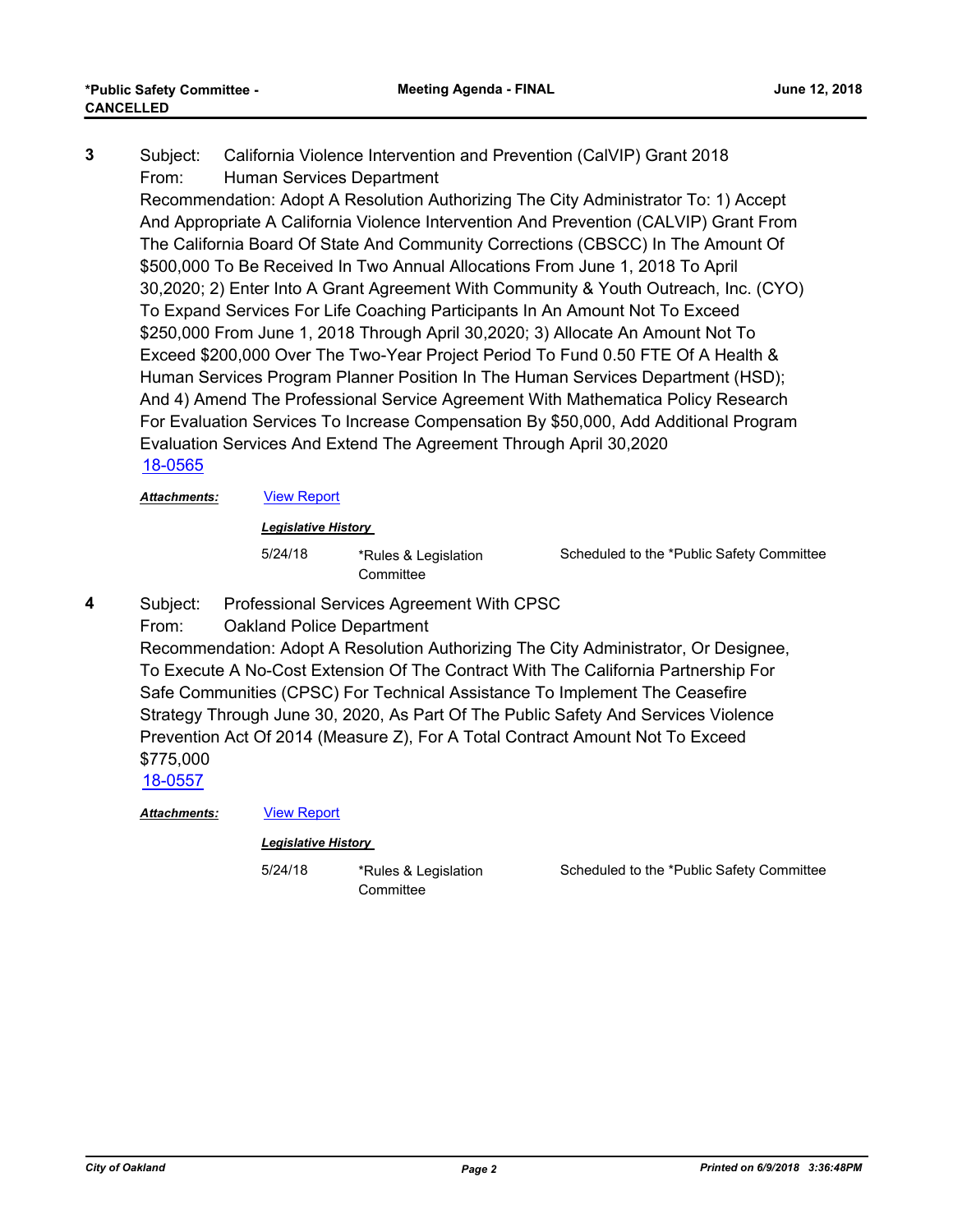**3** Subject: California Violence Intervention and Prevention (CalVIP) Grant 2018

From: Human Services Department

Recommendation: Adopt A Resolution Authorizing The City Administrator To: 1) Accept And Appropriate A California Violence Intervention And Prevention (CALVIP) Grant From The California Board Of State And Community Corrections (CBSCC) In The Amount Of $500,000 To Be Received In Two Annual Allocations From June 1, 2018 To April 30,2020; 2) Enter Into A Grant Agreement With Community & Youth Outreach, Inc. (CYO) To Expand Services For Life Coaching Participants In An Amount Not To Exceed $250,000 From June 1, 2018 Through April 30,2020; 3) Allocate An Amount Not To Exceed $200,000 Over The Two-Year Project Period To Fund 0.50 FTE Of A Health & Human Services Program Planner Position In The Human Services Department (HSD); And 4) Amend The Professional Service Agreement With Mathematica Policy Research For Evaluation Services To Increase Compensation By $50,000, Add Additional Program Evaluation Services And Extend The Agreement Through April 30,2020

18-0565

***Attachments:*** View Report

***Legislative History***

| | | |
|---|---|---|
| 5/24/18 | *Rules & Legislation Committee | Scheduled to the *Public Safety Committee |

**4** Subject: Professional Services Agreement With CPSC

From: Oakland Police Department

Recommendation: Adopt A Resolution Authorizing The City Administrator, Or Designee, To Execute A No-Cost Extension Of The Contract With The California Partnership For Safe Communities (CPSC) For Technical Assistance To Implement The Ceasefire Strategy Through June 30, 2020, As Part Of The Public Safety And Services Violence Prevention Act Of 2014 (Measure Z), For A Total Contract Amount Not To Exceed $775,000

18-0557

***Attachments:*** View Report

***Legislative History***

| | | |
|---|---|---|
| 5/24/18 | *Rules & Legislation Committee | Scheduled to the *Public Safety Committee |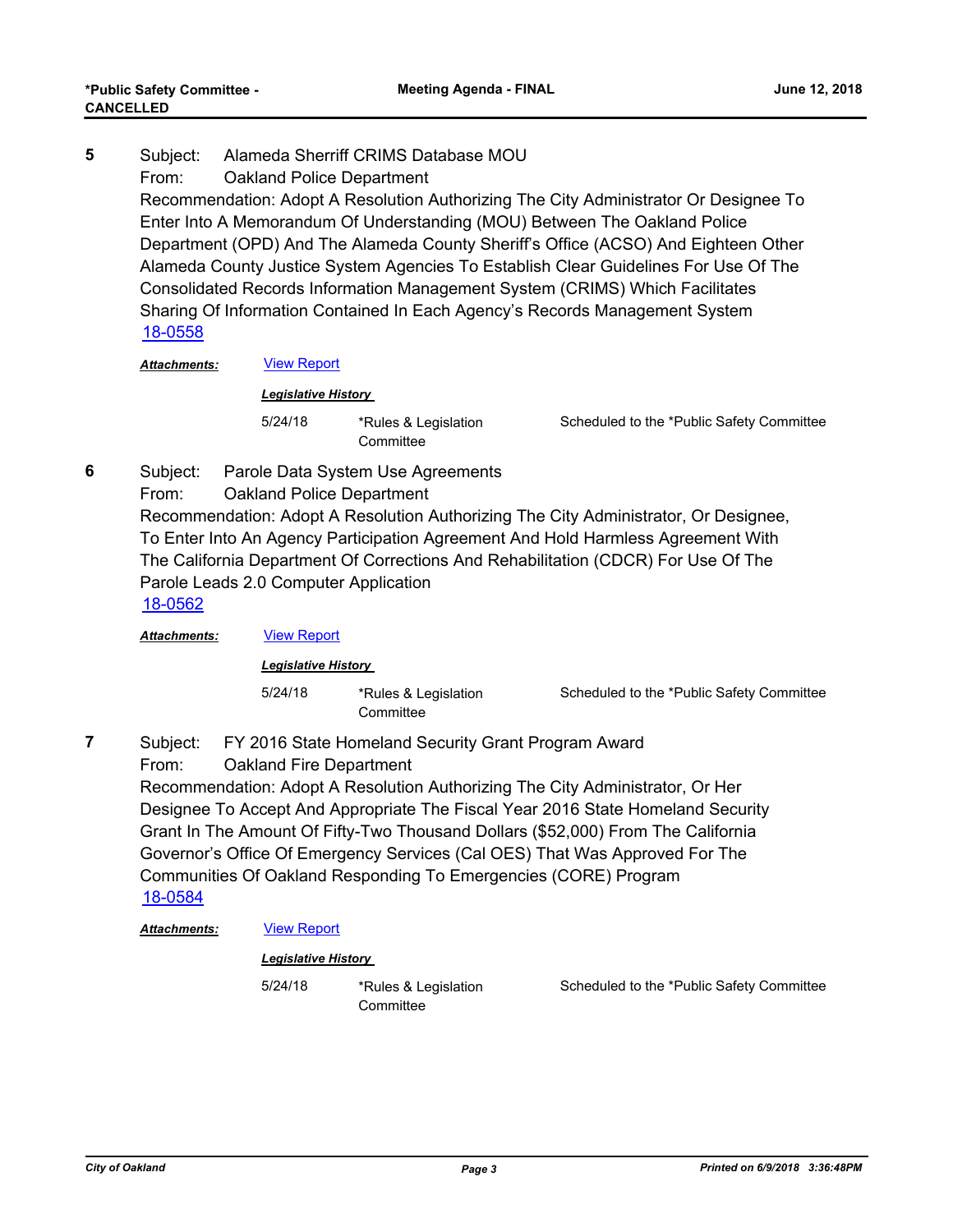**5** Subject: Alameda Sherriff CRIMS Database MOU

From: Oakland Police Department

Recommendation: Adopt A Resolution Authorizing The City Administrator Or Designee To Enter Into A Memorandum Of Understanding (MOU) Between The Oakland Police Department (OPD) And The Alameda County Sheriff's Office (ACSO) And Eighteen Other Alameda County Justice System Agencies To Establish Clear Guidelines For Use Of The Consolidated Records Information Management System (CRIMS) Which Facilitates Sharing Of Information Contained In Each Agency's Records Management System

18-0558

***Attachments:*** View Report

***Legislative History***

| | | |
|---|---|---|
| 5/24/18 | *Rules & Legislation Committee | Scheduled to the *Public Safety Committee |

**6** Subject: Parole Data System Use Agreements

From: Oakland Police Department

Recommendation: Adopt A Resolution Authorizing The City Administrator, Or Designee, To Enter Into An Agency Participation Agreement And Hold Harmless Agreement With The California Department Of Corrections And Rehabilitation (CDCR) For Use Of The Parole Leads 2.0 Computer Application

18-0562

***Attachments:*** View Report

***Legislative History***

| | | |
|---|---|---|
| 5/24/18 | *Rules & Legislation Committee | Scheduled to the *Public Safety Committee |

**7** Subject: FY 2016 State Homeland Security Grant Program Award

From: Oakland Fire Department

Recommendation: Adopt A Resolution Authorizing The City Administrator, Or Her Designee To Accept And Appropriate The Fiscal Year 2016 State Homeland Security Grant In The Amount Of Fifty-Two Thousand Dollars ($52,000) From The California Governor's Office Of Emergency Services (Cal OES) That Was Approved For The Communities Of Oakland Responding To Emergencies (CORE) Program

18-0584

***Attachments:*** View Report

***Legislative History***

| | | |
|---|---|---|
| 5/24/18 | *Rules & Legislation Committee | Scheduled to the *Public Safety Committee |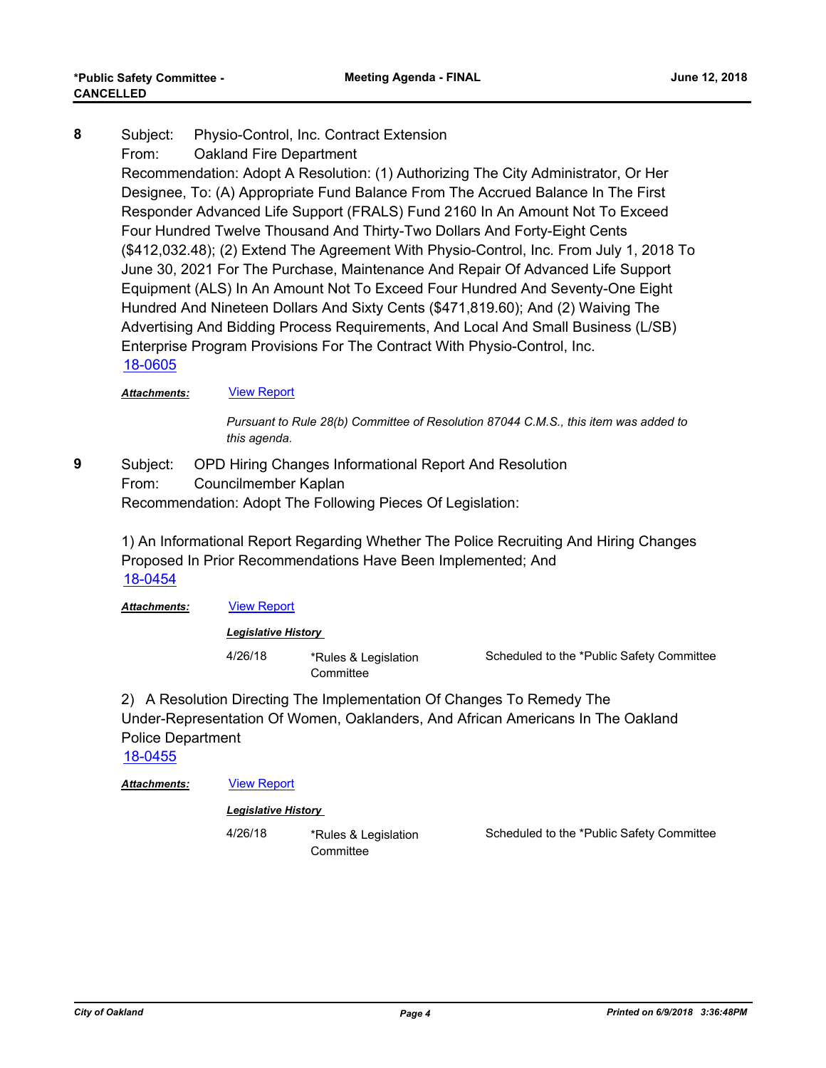**8** Subject: Physio-Control, Inc. Contract Extension

From: Oakland Fire Department

Recommendation: Adopt A Resolution: (1) Authorizing The City Administrator, Or Her Designee, To: (A) Appropriate Fund Balance From The Accrued Balance In The First Responder Advanced Life Support (FRALS) Fund 2160 In An Amount Not To Exceed Four Hundred Twelve Thousand And Thirty-Two Dollars And Forty-Eight Cents ($412,032.48); (2) Extend The Agreement With Physio-Control, Inc. From July 1, 2018 To June 30, 2021 For The Purchase, Maintenance And Repair Of Advanced Life Support Equipment (ALS) In An Amount Not To Exceed Four Hundred And Seventy-One Eight Hundred And Nineteen Dollars And Sixty Cents ($471,819.60); And (2) Waiving The Advertising And Bidding Process Requirements, And Local And Small Business (L/SB) Enterprise Program Provisions For The Contract With Physio-Control, Inc.

18-0605

***Attachments:*** View Report

*Pursuant to Rule 28(b) Committee of Resolution 87044 C.M.S., this item was added to this agenda.*

**9** Subject: OPD Hiring Changes Informational Report And Resolution

From: Councilmember Kaplan

Recommendation: Adopt The Following Pieces Of Legislation:

1) An Informational Report Regarding Whether The Police Recruiting And Hiring Changes Proposed In Prior Recommendations Have Been Implemented; And

18-0454

***Attachments:*** View Report

***Legislative History***

| Date | Committee | Action |
|---|---|---|
| 4/26/18 | *Rules & Legislation Committee | Scheduled to the *Public Safety Committee |

2) A Resolution Directing The Implementation Of Changes To Remedy The Under-Representation Of Women, Oaklanders, And African Americans In The Oakland Police Department

18-0455

***Attachments:*** View Report

***Legislative History***

| Date | Committee | Action |
|---|---|---|
| 4/26/18 | *Rules & Legislation Committee | Scheduled to the *Public Safety Committee |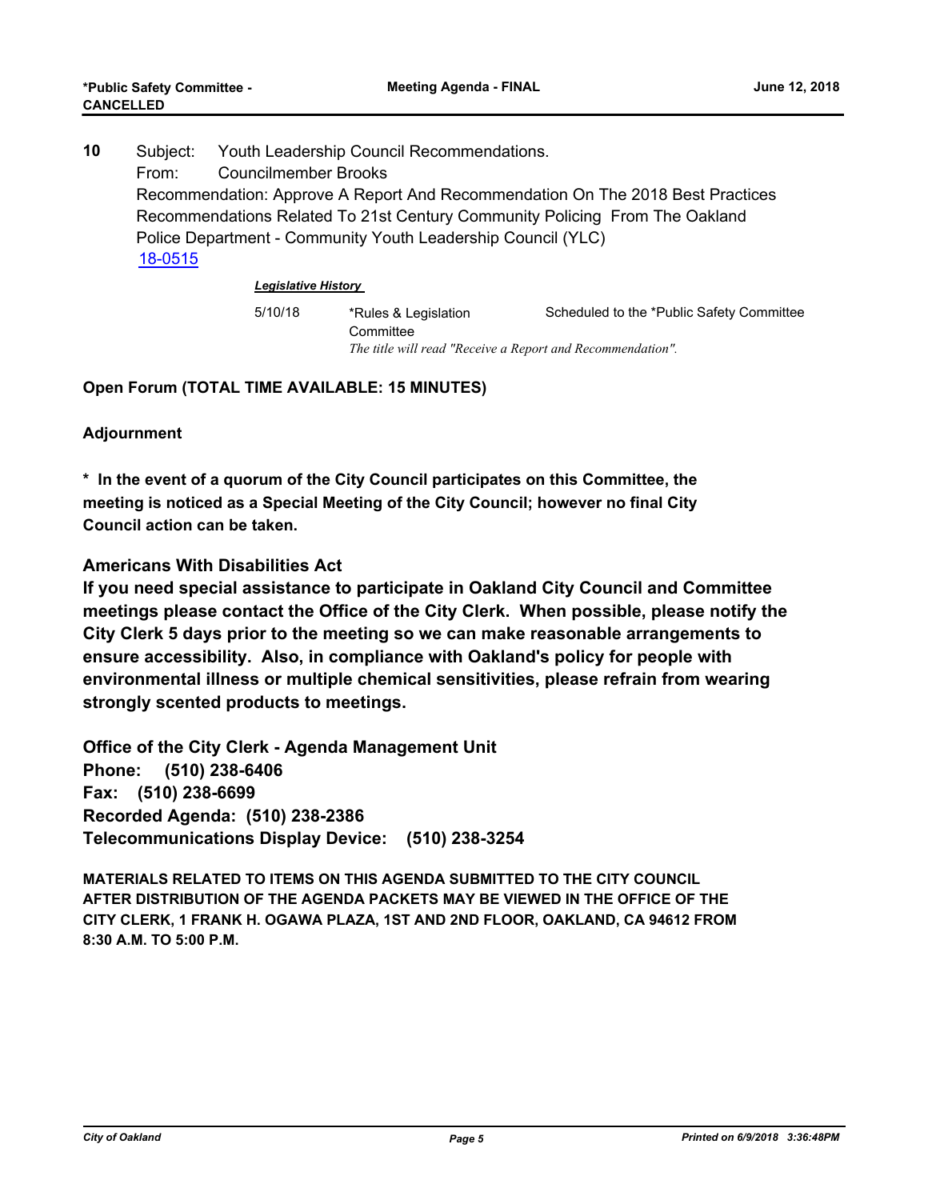**10** Subject: Youth Leadership Council Recommendations.

From: Councilmember Brooks

Recommendation: Approve A Report And Recommendation On The 2018 Best Practices Recommendations Related To 21st Century Community Policing From The Oakland Police Department - Community Youth Leadership Council (YLC)

18-0515

***Legislative History***

| | | |
|---|---|---|
| 5/10/18 | *Rules & Legislation Committee | Scheduled to the *Public Safety Committee |
| | *The title will read "Receive a Report and Recommendation".* | |

**Open Forum (TOTAL TIME AVAILABLE: 15 MINUTES)**

**Adjournment**

**\* In the event of a quorum of the City Council participates on this Committee, the meeting is noticed as a Special Meeting of the City Council; however no final City Council action can be taken.**

**Americans With Disabilities Act**

**If you need special assistance to participate in Oakland City Council and Committee meetings please contact the Office of the City Clerk. When possible, please notify the City Clerk 5 days prior to the meeting so we can make reasonable arrangements to ensure accessibility. Also, in compliance with Oakland's policy for people with environmental illness or multiple chemical sensitivities, please refrain from wearing strongly scented products to meetings.**

**Office of the City Clerk - Agenda Management Unit**
**Phone: (510) 238-6406**
**Fax: (510) 238-6699**
**Recorded Agenda: (510) 238-2386**
**Telecommunications Display Device: (510) 238-3254**

**MATERIALS RELATED TO ITEMS ON THIS AGENDA SUBMITTED TO THE CITY COUNCIL AFTER DISTRIBUTION OF THE AGENDA PACKETS MAY BE VIEWED IN THE OFFICE OF THE CITY CLERK, 1 FRANK H. OGAWA PLAZA, 1ST AND 2ND FLOOR, OAKLAND, CA 94612 FROM 8:30 A.M. TO 5:00 P.M.**